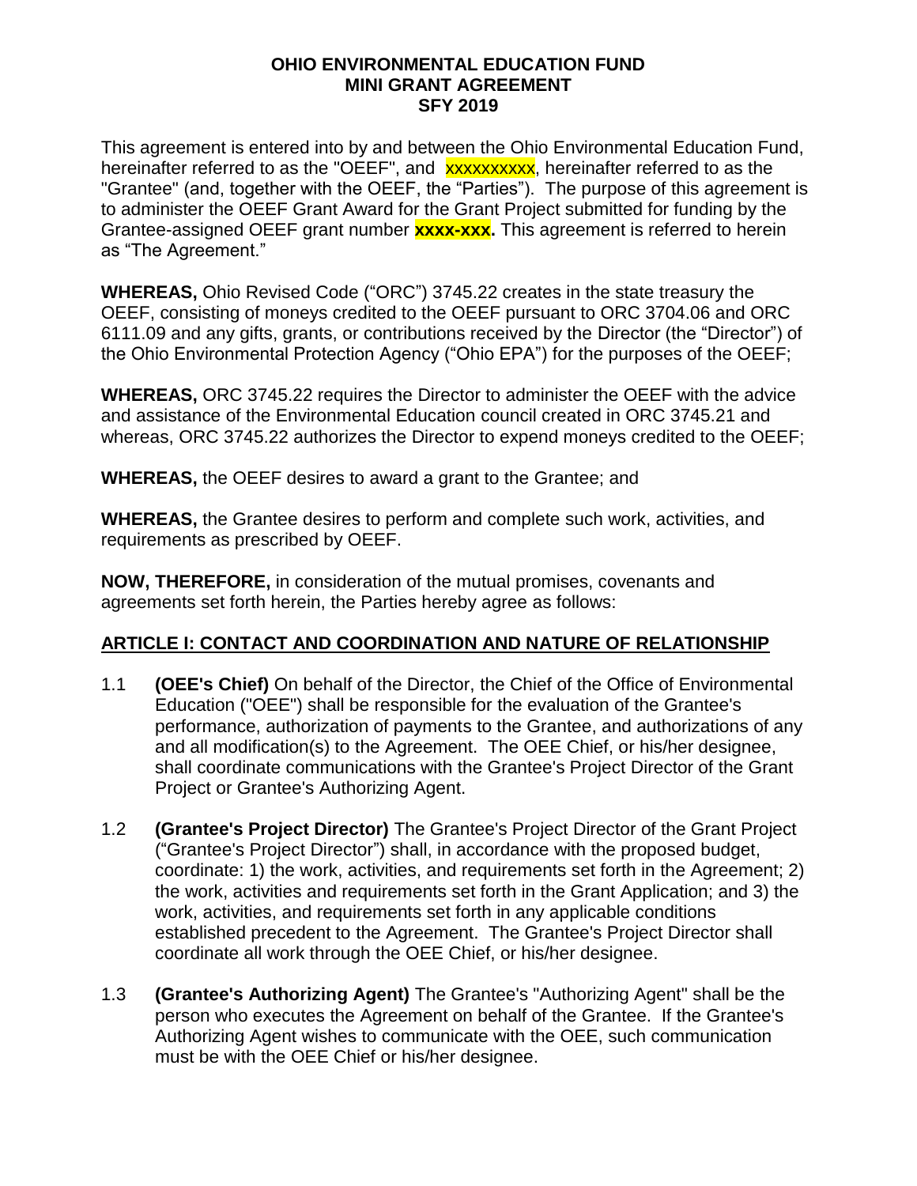**OHIO ENVIRONMENTAL EDUCATION FUND**
**MINI GRANT AGREEMENT**
**SFY 2019**

This agreement is entered into by and between the Ohio Environmental Education Fund, hereinafter referred to as the "OEEF", and xxxxxxxxxx, hereinafter referred to as the "Grantee" (and, together with the OEEF, the "Parties"). The purpose of this agreement is to administer the OEEF Grant Award for the Grant Project submitted for funding by the Grantee-assigned OEEF grant number **xxxx-xxx.** This agreement is referred to herein as "The Agreement."

**WHEREAS,** Ohio Revised Code ("ORC") 3745.22 creates in the state treasury the OEEF, consisting of moneys credited to the OEEF pursuant to ORC 3704.06 and ORC 6111.09 and any gifts, grants, or contributions received by the Director (the "Director") of the Ohio Environmental Protection Agency ("Ohio EPA") for the purposes of the OEEF;

**WHEREAS,** ORC 3745.22 requires the Director to administer the OEEF with the advice and assistance of the Environmental Education council created in ORC 3745.21 and whereas, ORC 3745.22 authorizes the Director to expend moneys credited to the OEEF;

**WHEREAS,** the OEEF desires to award a grant to the Grantee; and

**WHEREAS,** the Grantee desires to perform and complete such work, activities, and requirements as prescribed by OEEF.

**NOW, THEREFORE,** in consideration of the mutual promises, covenants and agreements set forth herein, the Parties hereby agree as follows:

## ARTICLE I: CONTACT AND COORDINATION AND NATURE OF RELATIONSHIP

1.1 **(OEE's Chief)** On behalf of the Director, the Chief of the Office of Environmental Education ("OEE") shall be responsible for the evaluation of the Grantee's performance, authorization of payments to the Grantee, and authorizations of any and all modification(s) to the Agreement. The OEE Chief, or his/her designee, shall coordinate communications with the Grantee's Project Director of the Grant Project or Grantee's Authorizing Agent.

1.2 **(Grantee's Project Director)** The Grantee's Project Director of the Grant Project ("Grantee's Project Director") shall, in accordance with the proposed budget, coordinate: 1) the work, activities, and requirements set forth in the Agreement; 2) the work, activities and requirements set forth in the Grant Application; and 3) the work, activities, and requirements set forth in any applicable conditions established precedent to the Agreement. The Grantee's Project Director shall coordinate all work through the OEE Chief, or his/her designee.

1.3 **(Grantee's Authorizing Agent)** The Grantee's "Authorizing Agent" shall be the person who executes the Agreement on behalf of the Grantee. If the Grantee's Authorizing Agent wishes to communicate with the OEE, such communication must be with the OEE Chief or his/her designee.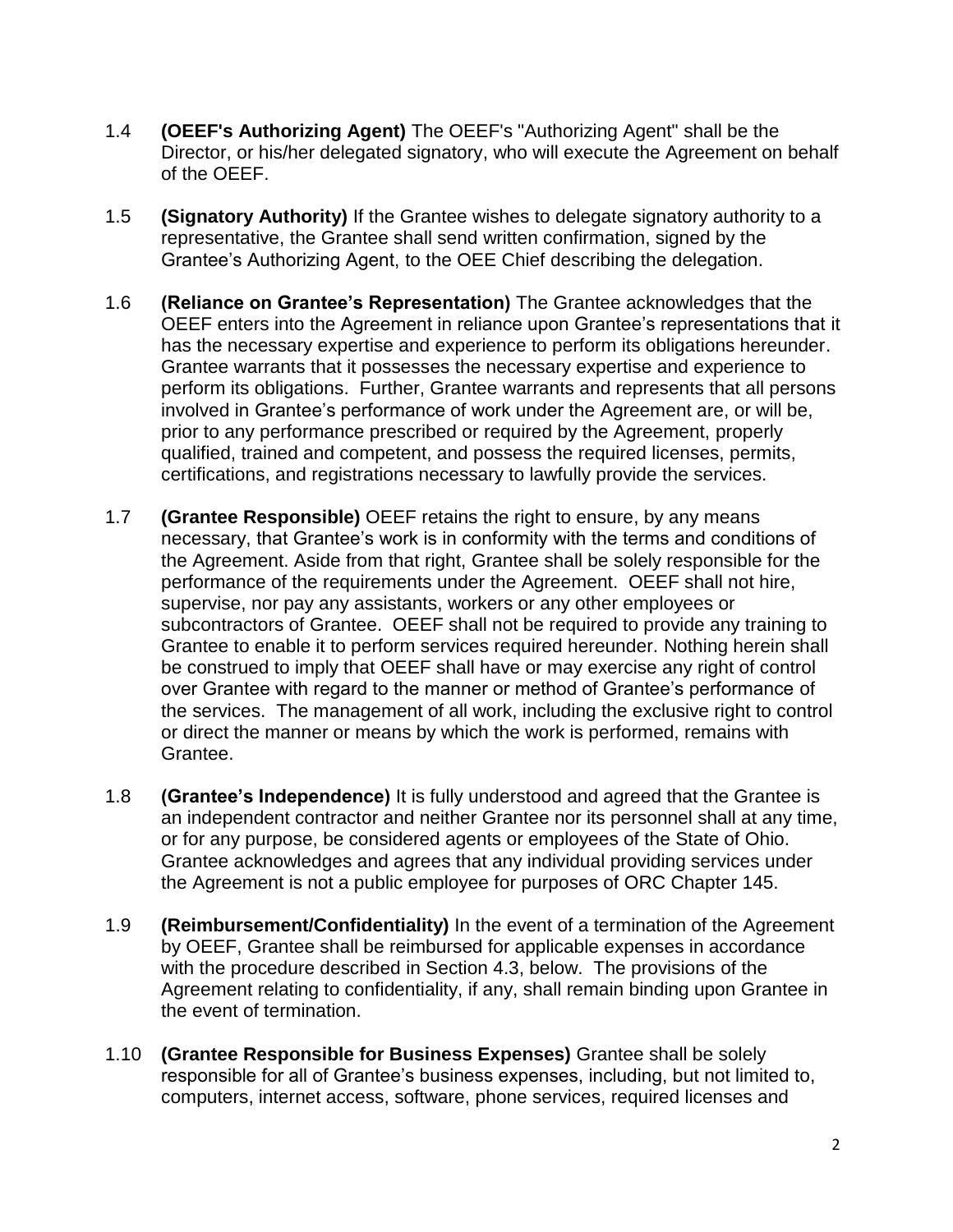1.4 **(OEEF's Authorizing Agent)** The OEEF's "Authorizing Agent" shall be the Director, or his/her delegated signatory, who will execute the Agreement on behalf of the OEEF.

1.5 **(Signatory Authority)** If the Grantee wishes to delegate signatory authority to a representative, the Grantee shall send written confirmation, signed by the Grantee's Authorizing Agent, to the OEE Chief describing the delegation.

1.6 **(Reliance on Grantee's Representation)** The Grantee acknowledges that the OEEF enters into the Agreement in reliance upon Grantee's representations that it has the necessary expertise and experience to perform its obligations hereunder. Grantee warrants that it possesses the necessary expertise and experience to perform its obligations. Further, Grantee warrants and represents that all persons involved in Grantee's performance of work under the Agreement are, or will be, prior to any performance prescribed or required by the Agreement, properly qualified, trained and competent, and possess the required licenses, permits, certifications, and registrations necessary to lawfully provide the services.

1.7 **(Grantee Responsible)** OEEF retains the right to ensure, by any means necessary, that Grantee's work is in conformity with the terms and conditions of the Agreement. Aside from that right, Grantee shall be solely responsible for the performance of the requirements under the Agreement. OEEF shall not hire, supervise, nor pay any assistants, workers or any other employees or subcontractors of Grantee. OEEF shall not be required to provide any training to Grantee to enable it to perform services required hereunder. Nothing herein shall be construed to imply that OEEF shall have or may exercise any right of control over Grantee with regard to the manner or method of Grantee's performance of the services. The management of all work, including the exclusive right to control or direct the manner or means by which the work is performed, remains with Grantee.

1.8 **(Grantee's Independence)** It is fully understood and agreed that the Grantee is an independent contractor and neither Grantee nor its personnel shall at any time, or for any purpose, be considered agents or employees of the State of Ohio. Grantee acknowledges and agrees that any individual providing services under the Agreement is not a public employee for purposes of ORC Chapter 145.

1.9 **(Reimbursement/Confidentiality)** In the event of a termination of the Agreement by OEEF, Grantee shall be reimbursed for applicable expenses in accordance with the procedure described in Section 4.3, below. The provisions of the Agreement relating to confidentiality, if any, shall remain binding upon Grantee in the event of termination.

1.10 **(Grantee Responsible for Business Expenses)** Grantee shall be solely responsible for all of Grantee's business expenses, including, but not limited to, computers, internet access, software, phone services, required licenses and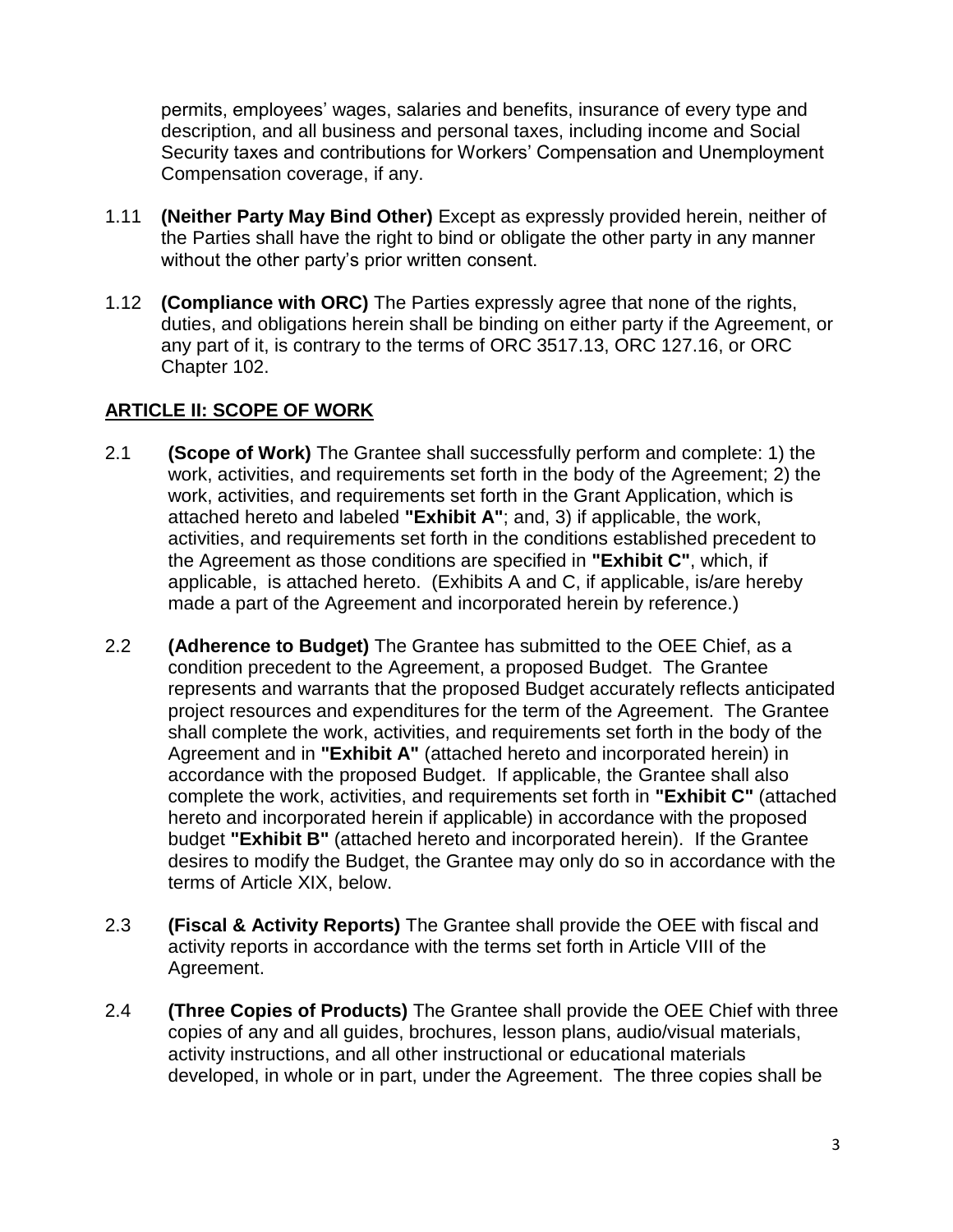permits, employees' wages, salaries and benefits, insurance of every type and description, and all business and personal taxes, including income and Social Security taxes and contributions for Workers' Compensation and Unemployment Compensation coverage, if any.

1.11 **(Neither Party May Bind Other)** Except as expressly provided herein, neither of the Parties shall have the right to bind or obligate the other party in any manner without the other party's prior written consent.

1.12 **(Compliance with ORC)** The Parties expressly agree that none of the rights, duties, and obligations herein shall be binding on either party if the Agreement, or any part of it, is contrary to the terms of ORC 3517.13, ORC 127.16, or ORC Chapter 102.

## ARTICLE II: SCOPE OF WORK

2.1 **(Scope of Work)** The Grantee shall successfully perform and complete: 1) the work, activities, and requirements set forth in the body of the Agreement; 2) the work, activities, and requirements set forth in the Grant Application, which is attached hereto and labeled **"Exhibit A"**; and, 3) if applicable, the work, activities, and requirements set forth in the conditions established precedent to the Agreement as those conditions are specified in **"Exhibit C"**, which, if applicable, is attached hereto. (Exhibits A and C, if applicable, is/are hereby made a part of the Agreement and incorporated herein by reference.)

2.2 **(Adherence to Budget)** The Grantee has submitted to the OEE Chief, as a condition precedent to the Agreement, a proposed Budget. The Grantee represents and warrants that the proposed Budget accurately reflects anticipated project resources and expenditures for the term of the Agreement. The Grantee shall complete the work, activities, and requirements set forth in the body of the Agreement and in **"Exhibit A"** (attached hereto and incorporated herein) in accordance with the proposed Budget. If applicable, the Grantee shall also complete the work, activities, and requirements set forth in **"Exhibit C"** (attached hereto and incorporated herein if applicable) in accordance with the proposed budget **"Exhibit B"** (attached hereto and incorporated herein). If the Grantee desires to modify the Budget, the Grantee may only do so in accordance with the terms of Article XIX, below.

2.3 **(Fiscal & Activity Reports)** The Grantee shall provide the OEE with fiscal and activity reports in accordance with the terms set forth in Article VIII of the Agreement.

2.4 **(Three Copies of Products)** The Grantee shall provide the OEE Chief with three copies of any and all guides, brochures, lesson plans, audio/visual materials, activity instructions, and all other instructional or educational materials developed, in whole or in part, under the Agreement. The three copies shall be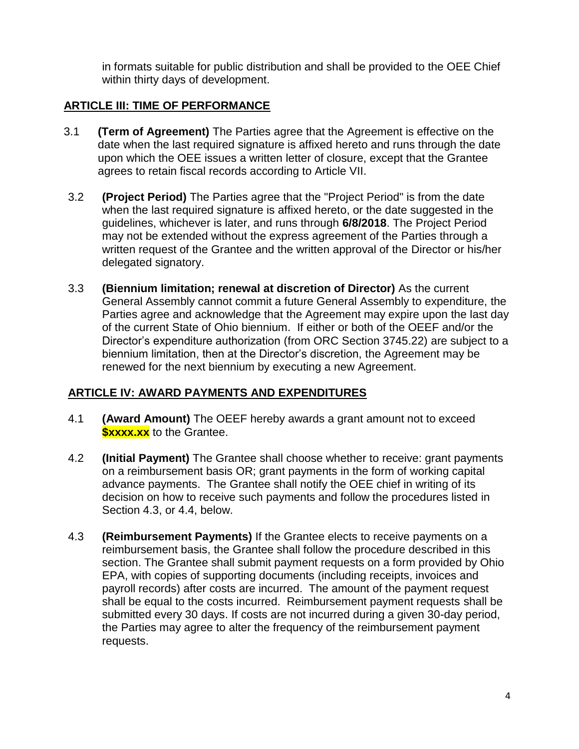in formats suitable for public distribution and shall be provided to the OEE Chief within thirty days of development.

## ARTICLE III: TIME OF PERFORMANCE

3.1 **(Term of Agreement)** The Parties agree that the Agreement is effective on the date when the last required signature is affixed hereto and runs through the date upon which the OEE issues a written letter of closure, except that the Grantee agrees to retain fiscal records according to Article VII.

3.2 **(Project Period)** The Parties agree that the "Project Period" is from the date when the last required signature is affixed hereto, or the date suggested in the guidelines, whichever is later, and runs through **6/8/2018**. The Project Period may not be extended without the express agreement of the Parties through a written request of the Grantee and the written approval of the Director or his/her delegated signatory.

3.3 **(Biennium limitation; renewal at discretion of Director)** As the current General Assembly cannot commit a future General Assembly to expenditure, the Parties agree and acknowledge that the Agreement may expire upon the last day of the current State of Ohio biennium. If either or both of the OEEF and/or the Director's expenditure authorization (from ORC Section 3745.22) are subject to a biennium limitation, then at the Director's discretion, the Agreement may be renewed for the next biennium by executing a new Agreement.

## ARTICLE IV: AWARD PAYMENTS AND EXPENDITURES

4.1 **(Award Amount)** The OEEF hereby awards a grant amount not to exceed **$xxxx.xx** to the Grantee.

4.2 **(Initial Payment)** The Grantee shall choose whether to receive: grant payments on a reimbursement basis OR; grant payments in the form of working capital advance payments. The Grantee shall notify the OEE chief in writing of its decision on how to receive such payments and follow the procedures listed in Section 4.3, or 4.4, below.

4.3 **(Reimbursement Payments)** If the Grantee elects to receive payments on a reimbursement basis, the Grantee shall follow the procedure described in this section. The Grantee shall submit payment requests on a form provided by Ohio EPA, with copies of supporting documents (including receipts, invoices and payroll records) after costs are incurred. The amount of the payment request shall be equal to the costs incurred. Reimbursement payment requests shall be submitted every 30 days. If costs are not incurred during a given 30-day period, the Parties may agree to alter the frequency of the reimbursement payment requests.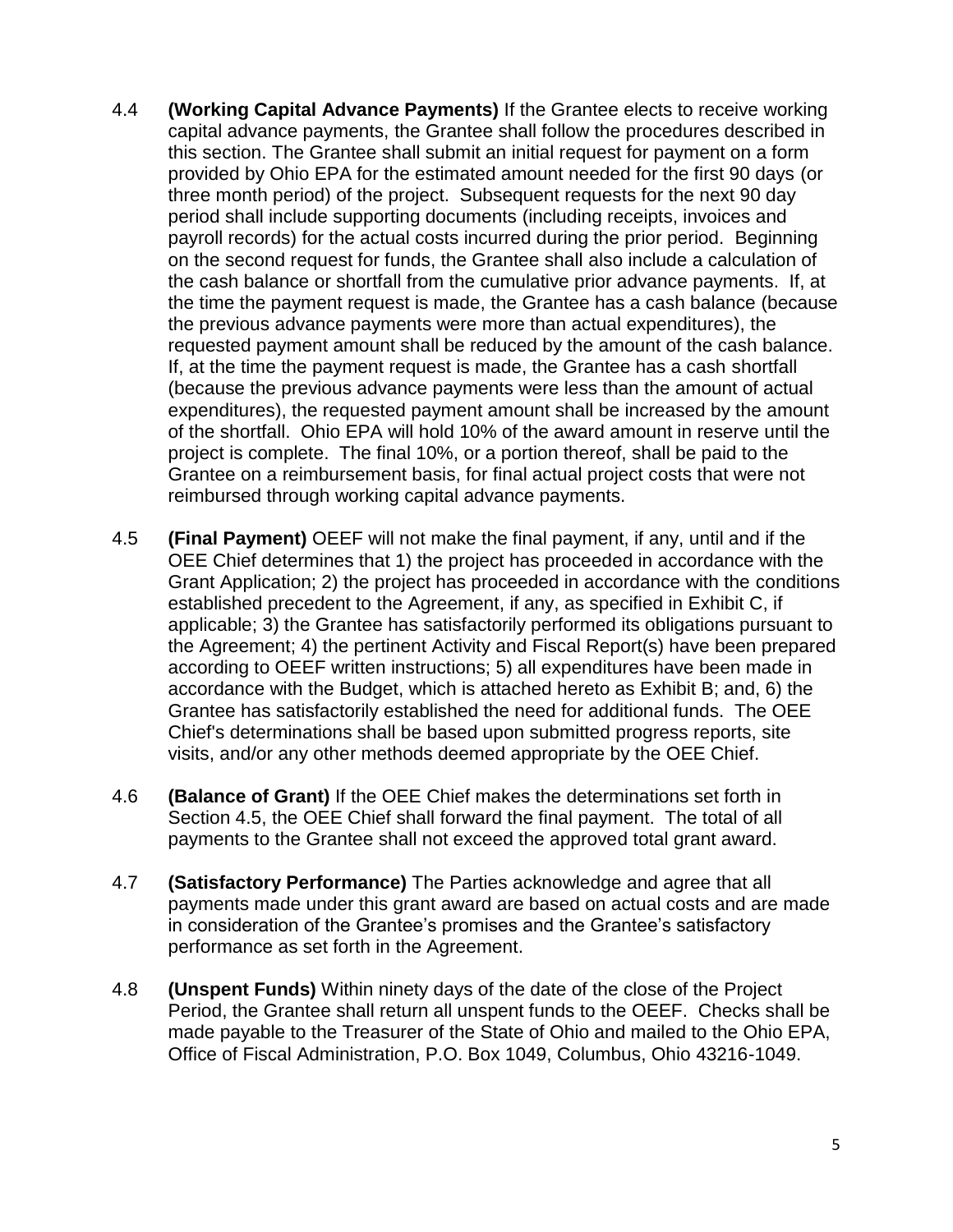4.4 **(Working Capital Advance Payments)** If the Grantee elects to receive working capital advance payments, the Grantee shall follow the procedures described in this section. The Grantee shall submit an initial request for payment on a form provided by Ohio EPA for the estimated amount needed for the first 90 days (or three month period) of the project. Subsequent requests for the next 90 day period shall include supporting documents (including receipts, invoices and payroll records) for the actual costs incurred during the prior period. Beginning on the second request for funds, the Grantee shall also include a calculation of the cash balance or shortfall from the cumulative prior advance payments. If, at the time the payment request is made, the Grantee has a cash balance (because the previous advance payments were more than actual expenditures), the requested payment amount shall be reduced by the amount of the cash balance. If, at the time the payment request is made, the Grantee has a cash shortfall (because the previous advance payments were less than the amount of actual expenditures), the requested payment amount shall be increased by the amount of the shortfall. Ohio EPA will hold 10% of the award amount in reserve until the project is complete. The final 10%, or a portion thereof, shall be paid to the Grantee on a reimbursement basis, for final actual project costs that were not reimbursed through working capital advance payments.

4.5 **(Final Payment)** OEEF will not make the final payment, if any, until and if the OEE Chief determines that 1) the project has proceeded in accordance with the Grant Application; 2) the project has proceeded in accordance with the conditions established precedent to the Agreement, if any, as specified in Exhibit C, if applicable; 3) the Grantee has satisfactorily performed its obligations pursuant to the Agreement; 4) the pertinent Activity and Fiscal Report(s) have been prepared according to OEEF written instructions; 5) all expenditures have been made in accordance with the Budget, which is attached hereto as Exhibit B; and, 6) the Grantee has satisfactorily established the need for additional funds. The OEE Chief's determinations shall be based upon submitted progress reports, site visits, and/or any other methods deemed appropriate by the OEE Chief.

4.6 **(Balance of Grant)** If the OEE Chief makes the determinations set forth in Section 4.5, the OEE Chief shall forward the final payment. The total of all payments to the Grantee shall not exceed the approved total grant award.

4.7 **(Satisfactory Performance)** The Parties acknowledge and agree that all payments made under this grant award are based on actual costs and are made in consideration of the Grantee's promises and the Grantee's satisfactory performance as set forth in the Agreement.

4.8 **(Unspent Funds)** Within ninety days of the date of the close of the Project Period, the Grantee shall return all unspent funds to the OEEF. Checks shall be made payable to the Treasurer of the State of Ohio and mailed to the Ohio EPA, Office of Fiscal Administration, P.O. Box 1049, Columbus, Ohio 43216-1049.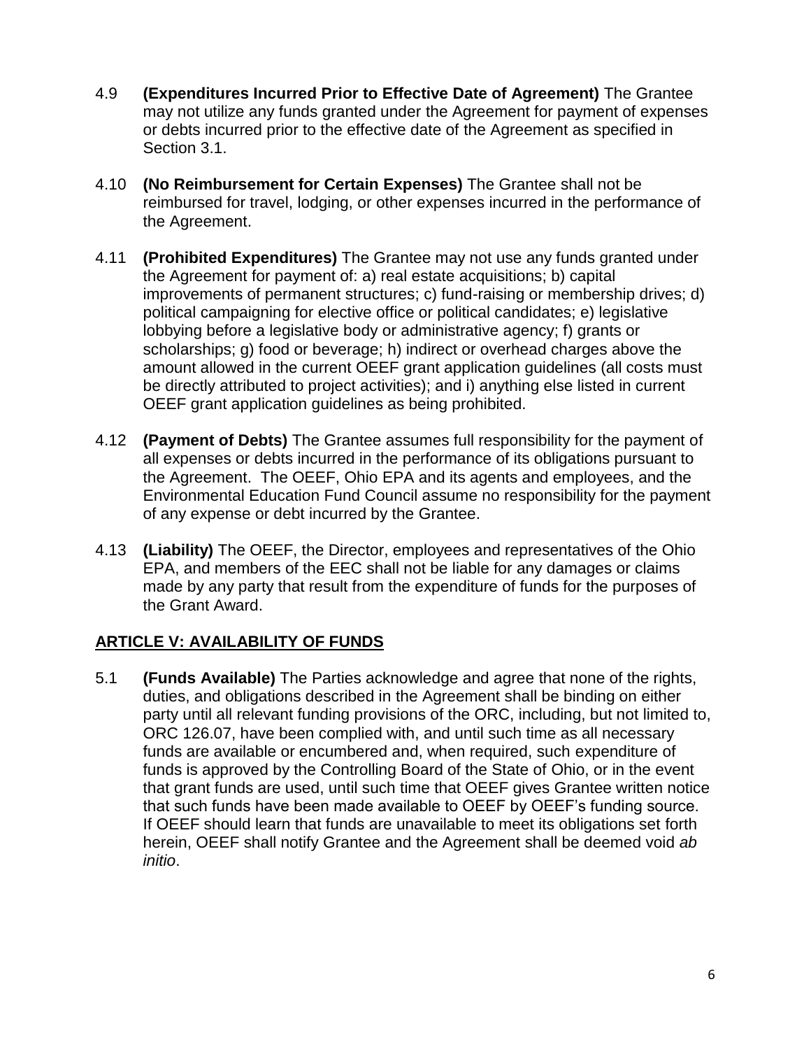4.9 **(Expenditures Incurred Prior to Effective Date of Agreement)** The Grantee may not utilize any funds granted under the Agreement for payment of expenses or debts incurred prior to the effective date of the Agreement as specified in Section 3.1.

4.10 **(No Reimbursement for Certain Expenses)** The Grantee shall not be reimbursed for travel, lodging, or other expenses incurred in the performance of the Agreement.

4.11 **(Prohibited Expenditures)** The Grantee may not use any funds granted under the Agreement for payment of: a) real estate acquisitions; b) capital improvements of permanent structures; c) fund-raising or membership drives; d) political campaigning for elective office or political candidates; e) legislative lobbying before a legislative body or administrative agency; f) grants or scholarships; g) food or beverage; h) indirect or overhead charges above the amount allowed in the current OEEF grant application guidelines (all costs must be directly attributed to project activities); and i) anything else listed in current OEEF grant application guidelines as being prohibited.

4.12 **(Payment of Debts)** The Grantee assumes full responsibility for the payment of all expenses or debts incurred in the performance of its obligations pursuant to the Agreement. The OEEF, Ohio EPA and its agents and employees, and the Environmental Education Fund Council assume no responsibility for the payment of any expense or debt incurred by the Grantee.

4.13 **(Liability)** The OEEF, the Director, employees and representatives of the Ohio EPA, and members of the EEC shall not be liable for any damages or claims made by any party that result from the expenditure of funds for the purposes of the Grant Award.

## ARTICLE V: AVAILABILITY OF FUNDS

5.1 **(Funds Available)** The Parties acknowledge and agree that none of the rights, duties, and obligations described in the Agreement shall be binding on either party until all relevant funding provisions of the ORC, including, but not limited to, ORC 126.07, have been complied with, and until such time as all necessary funds are available or encumbered and, when required, such expenditure of funds is approved by the Controlling Board of the State of Ohio, or in the event that grant funds are used, until such time that OEEF gives Grantee written notice that such funds have been made available to OEEF by OEEF's funding source. If OEEF should learn that funds are unavailable to meet its obligations set forth herein, OEEF shall notify Grantee and the Agreement shall be deemed void *ab initio*.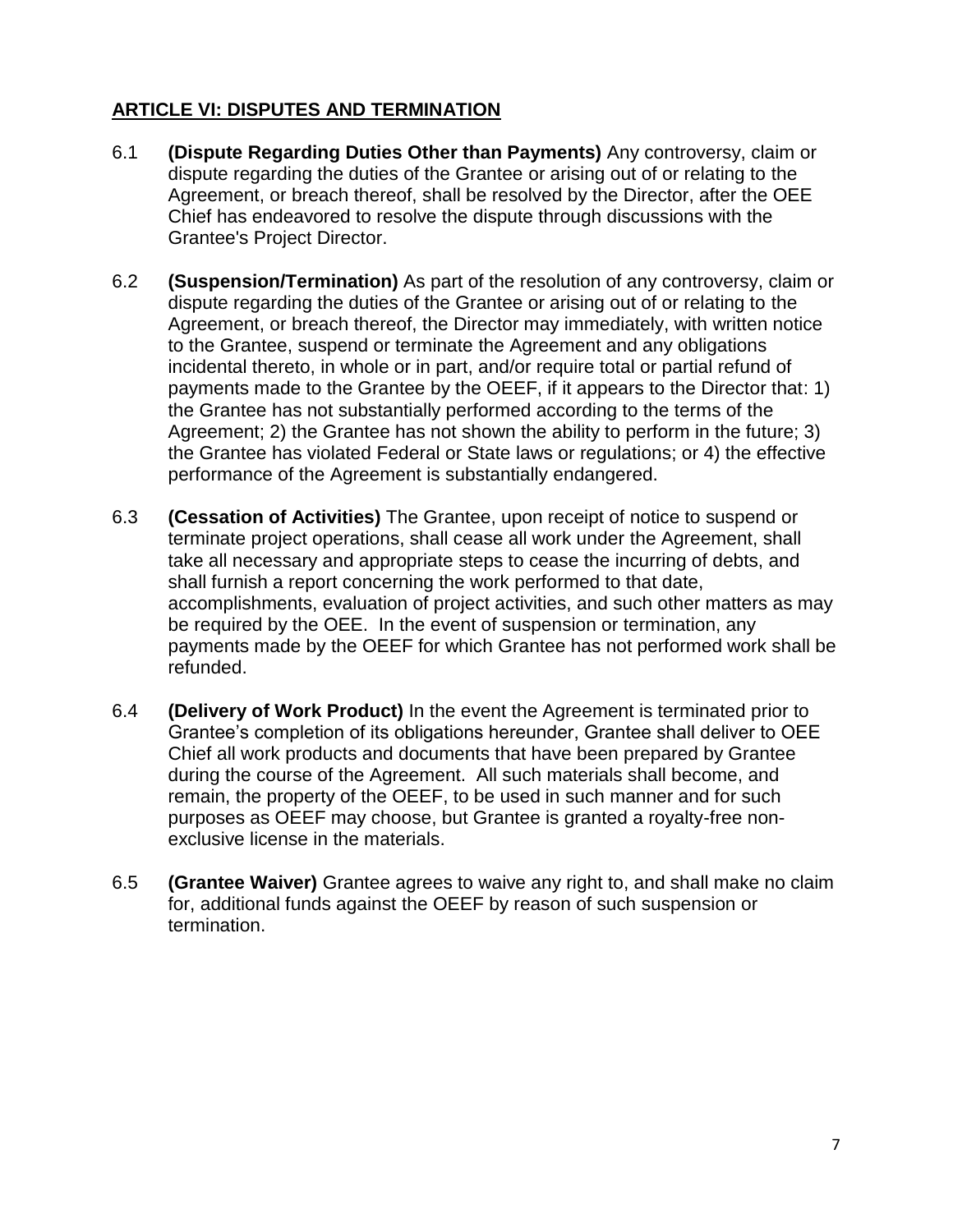## **ARTICLE VI: DISPUTES AND TERMINATION**

6.1 **(Dispute Regarding Duties Other than Payments)** Any controversy, claim or dispute regarding the duties of the Grantee or arising out of or relating to the Agreement, or breach thereof, shall be resolved by the Director, after the OEE Chief has endeavored to resolve the dispute through discussions with the Grantee's Project Director.

6.2 **(Suspension/Termination)** As part of the resolution of any controversy, claim or dispute regarding the duties of the Grantee or arising out of or relating to the Agreement, or breach thereof, the Director may immediately, with written notice to the Grantee, suspend or terminate the Agreement and any obligations incidental thereto, in whole or in part, and/or require total or partial refund of payments made to the Grantee by the OEEF, if it appears to the Director that: 1) the Grantee has not substantially performed according to the terms of the Agreement; 2) the Grantee has not shown the ability to perform in the future; 3) the Grantee has violated Federal or State laws or regulations; or 4) the effective performance of the Agreement is substantially endangered.

6.3 **(Cessation of Activities)** The Grantee, upon receipt of notice to suspend or terminate project operations, shall cease all work under the Agreement, shall take all necessary and appropriate steps to cease the incurring of debts, and shall furnish a report concerning the work performed to that date, accomplishments, evaluation of project activities, and such other matters as may be required by the OEE. In the event of suspension or termination, any payments made by the OEEF for which Grantee has not performed work shall be refunded.

6.4 **(Delivery of Work Product)** In the event the Agreement is terminated prior to Grantee's completion of its obligations hereunder, Grantee shall deliver to OEE Chief all work products and documents that have been prepared by Grantee during the course of the Agreement. All such materials shall become, and remain, the property of the OEEF, to be used in such manner and for such purposes as OEEF may choose, but Grantee is granted a royalty-free non-exclusive license in the materials.

6.5 **(Grantee Waiver)** Grantee agrees to waive any right to, and shall make no claim for, additional funds against the OEEF by reason of such suspension or termination.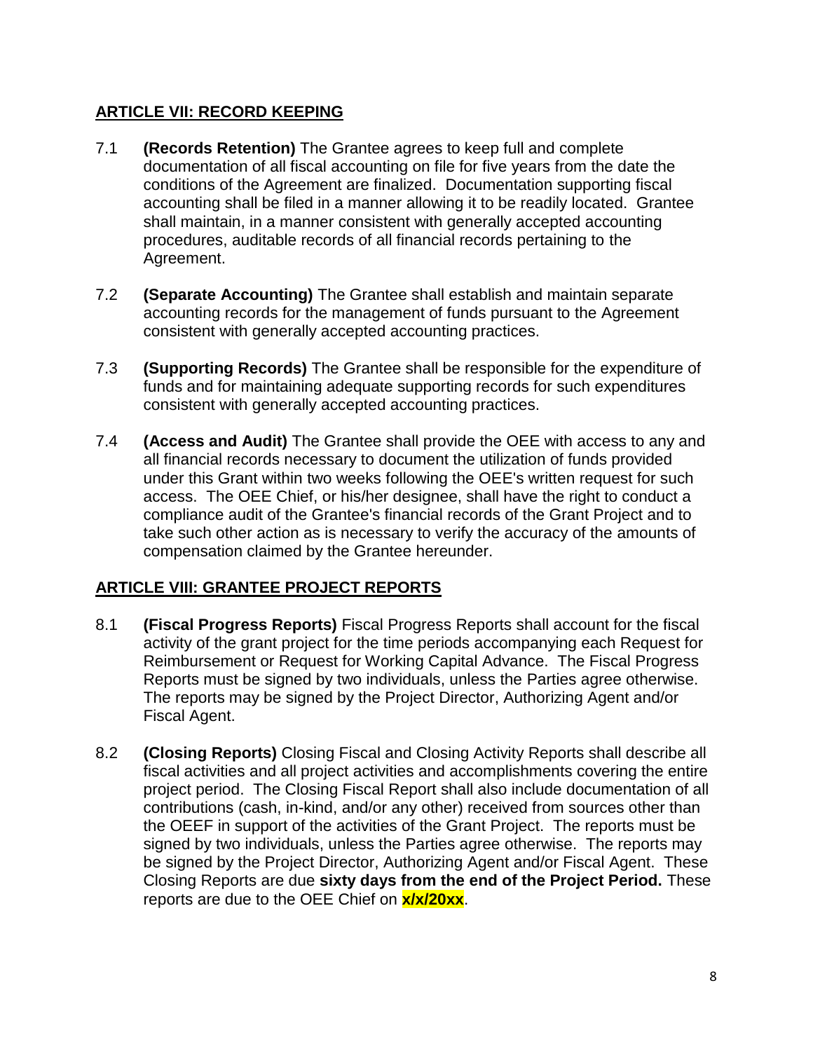## ARTICLE VII: RECORD KEEPING

7.1 **(Records Retention)** The Grantee agrees to keep full and complete documentation of all fiscal accounting on file for five years from the date the conditions of the Agreement are finalized. Documentation supporting fiscal accounting shall be filed in a manner allowing it to be readily located. Grantee shall maintain, in a manner consistent with generally accepted accounting procedures, auditable records of all financial records pertaining to the Agreement.

7.2 **(Separate Accounting)** The Grantee shall establish and maintain separate accounting records for the management of funds pursuant to the Agreement consistent with generally accepted accounting practices.

7.3 **(Supporting Records)** The Grantee shall be responsible for the expenditure of funds and for maintaining adequate supporting records for such expenditures consistent with generally accepted accounting practices.

7.4 **(Access and Audit)** The Grantee shall provide the OEE with access to any and all financial records necessary to document the utilization of funds provided under this Grant within two weeks following the OEE's written request for such access. The OEE Chief, or his/her designee, shall have the right to conduct a compliance audit of the Grantee's financial records of the Grant Project and to take such other action as is necessary to verify the accuracy of the amounts of compensation claimed by the Grantee hereunder.

## ARTICLE VIII: GRANTEE PROJECT REPORTS

8.1 **(Fiscal Progress Reports)** Fiscal Progress Reports shall account for the fiscal activity of the grant project for the time periods accompanying each Request for Reimbursement or Request for Working Capital Advance. The Fiscal Progress Reports must be signed by two individuals, unless the Parties agree otherwise. The reports may be signed by the Project Director, Authorizing Agent and/or Fiscal Agent.

8.2 **(Closing Reports)** Closing Fiscal and Closing Activity Reports shall describe all fiscal activities and all project activities and accomplishments covering the entire project period. The Closing Fiscal Report shall also include documentation of all contributions (cash, in-kind, and/or any other) received from sources other than the OEEF in support of the activities of the Grant Project. The reports must be signed by two individuals, unless the Parties agree otherwise. The reports may be signed by the Project Director, Authorizing Agent and/or Fiscal Agent. These Closing Reports are due **sixty days from the end of the Project Period.** These reports are due to the OEE Chief on **x/x/20xx**.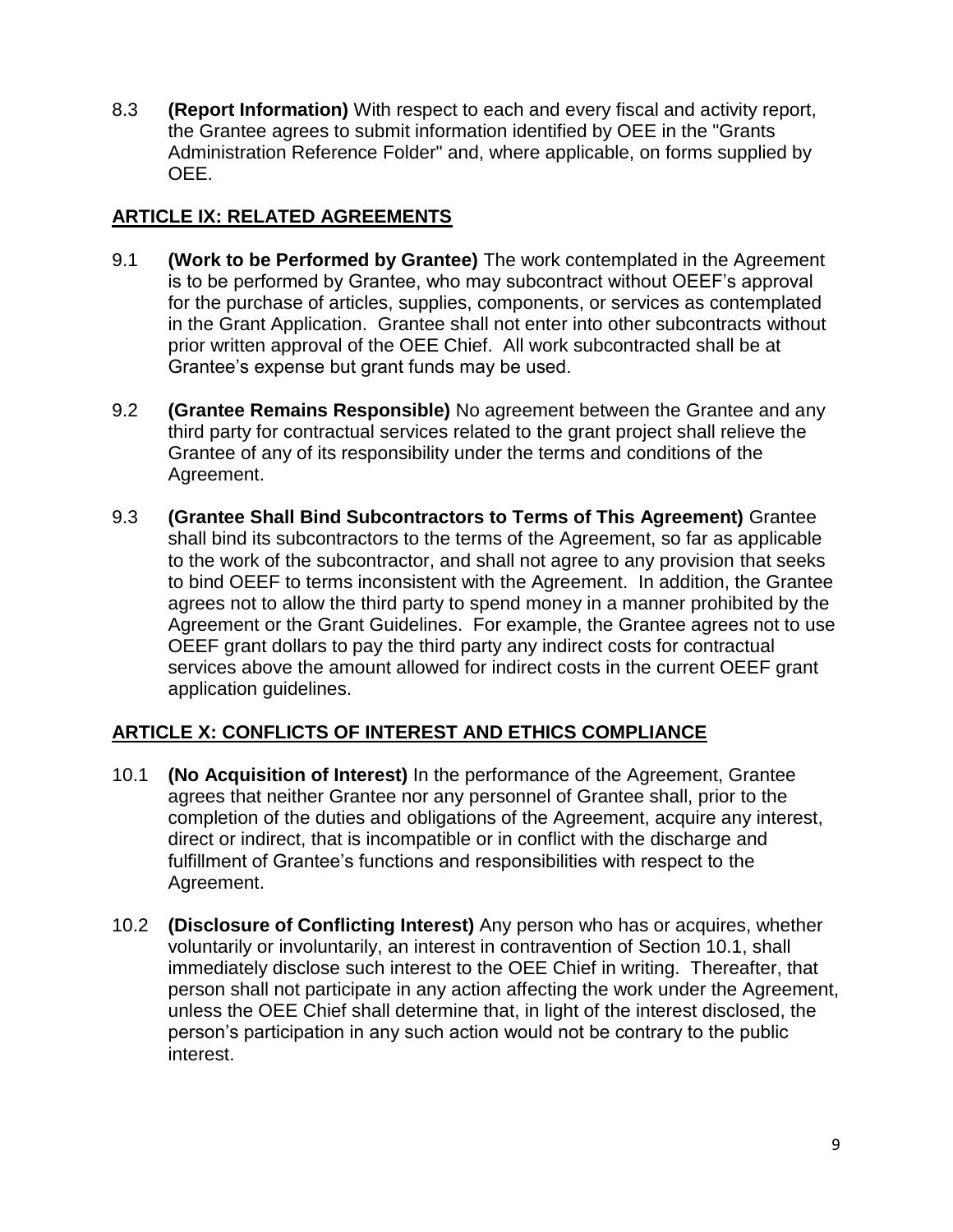8.3 **(Report Information)** With respect to each and every fiscal and activity report, the Grantee agrees to submit information identified by OEE in the "Grants Administration Reference Folder" and, where applicable, on forms supplied by OEE.

## ARTICLE IX: RELATED AGREEMENTS

9.1 **(Work to be Performed by Grantee)** The work contemplated in the Agreement is to be performed by Grantee, who may subcontract without OEEF's approval for the purchase of articles, supplies, components, or services as contemplated in the Grant Application. Grantee shall not enter into other subcontracts without prior written approval of the OEE Chief. All work subcontracted shall be at Grantee's expense but grant funds may be used.

9.2 **(Grantee Remains Responsible)** No agreement between the Grantee and any third party for contractual services related to the grant project shall relieve the Grantee of any of its responsibility under the terms and conditions of the Agreement.

9.3 **(Grantee Shall Bind Subcontractors to Terms of This Agreement)** Grantee shall bind its subcontractors to the terms of the Agreement, so far as applicable to the work of the subcontractor, and shall not agree to any provision that seeks to bind OEEF to terms inconsistent with the Agreement. In addition, the Grantee agrees not to allow the third party to spend money in a manner prohibited by the Agreement or the Grant Guidelines. For example, the Grantee agrees not to use OEEF grant dollars to pay the third party any indirect costs for contractual services above the amount allowed for indirect costs in the current OEEF grant application guidelines.

## ARTICLE X: CONFLICTS OF INTEREST AND ETHICS COMPLIANCE

10.1 **(No Acquisition of Interest)** In the performance of the Agreement, Grantee agrees that neither Grantee nor any personnel of Grantee shall, prior to the completion of the duties and obligations of the Agreement, acquire any interest, direct or indirect, that is incompatible or in conflict with the discharge and fulfillment of Grantee's functions and responsibilities with respect to the Agreement.

10.2 **(Disclosure of Conflicting Interest)** Any person who has or acquires, whether voluntarily or involuntarily, an interest in contravention of Section 10.1, shall immediately disclose such interest to the OEE Chief in writing. Thereafter, that person shall not participate in any action affecting the work under the Agreement, unless the OEE Chief shall determine that, in light of the interest disclosed, the person's participation in any such action would not be contrary to the public interest.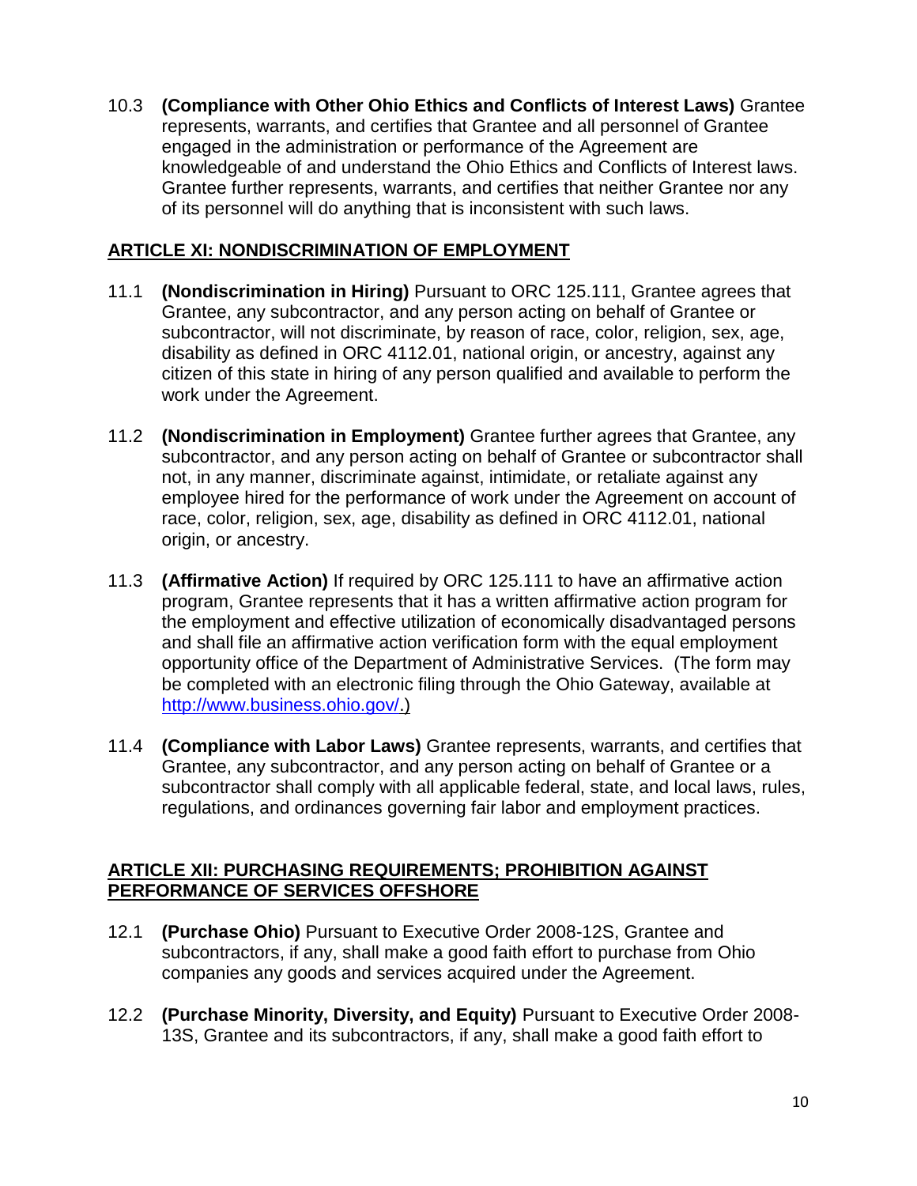10.3 **(Compliance with Other Ohio Ethics and Conflicts of Interest Laws)** Grantee represents, warrants, and certifies that Grantee and all personnel of Grantee engaged in the administration or performance of the Agreement are knowledgeable of and understand the Ohio Ethics and Conflicts of Interest laws. Grantee further represents, warrants, and certifies that neither Grantee nor any of its personnel will do anything that is inconsistent with such laws.

## ARTICLE XI: NONDISCRIMINATION OF EMPLOYMENT

11.1 **(Nondiscrimination in Hiring)** Pursuant to ORC 125.111, Grantee agrees that Grantee, any subcontractor, and any person acting on behalf of Grantee or subcontractor, will not discriminate, by reason of race, color, religion, sex, age, disability as defined in ORC 4112.01, national origin, or ancestry, against any citizen of this state in hiring of any person qualified and available to perform the work under the Agreement.

11.2 **(Nondiscrimination in Employment)** Grantee further agrees that Grantee, any subcontractor, and any person acting on behalf of Grantee or subcontractor shall not, in any manner, discriminate against, intimidate, or retaliate against any employee hired for the performance of work under the Agreement on account of race, color, religion, sex, age, disability as defined in ORC 4112.01, national origin, or ancestry.

11.3 **(Affirmative Action)** If required by ORC 125.111 to have an affirmative action program, Grantee represents that it has a written affirmative action program for the employment and effective utilization of economically disadvantaged persons and shall file an affirmative action verification form with the equal employment opportunity office of the Department of Administrative Services. (The form may be completed with an electronic filing through the Ohio Gateway, available at http://www.business.ohio.gov/.)

11.4 **(Compliance with Labor Laws)** Grantee represents, warrants, and certifies that Grantee, any subcontractor, and any person acting on behalf of Grantee or a subcontractor shall comply with all applicable federal, state, and local laws, rules, regulations, and ordinances governing fair labor and employment practices.

## ARTICLE XII: PURCHASING REQUIREMENTS; PROHIBITION AGAINST PERFORMANCE OF SERVICES OFFSHORE

12.1 **(Purchase Ohio)** Pursuant to Executive Order 2008-12S, Grantee and subcontractors, if any, shall make a good faith effort to purchase from Ohio companies any goods and services acquired under the Agreement.

12.2 **(Purchase Minority, Diversity, and Equity)** Pursuant to Executive Order 2008-13S, Grantee and its subcontractors, if any, shall make a good faith effort to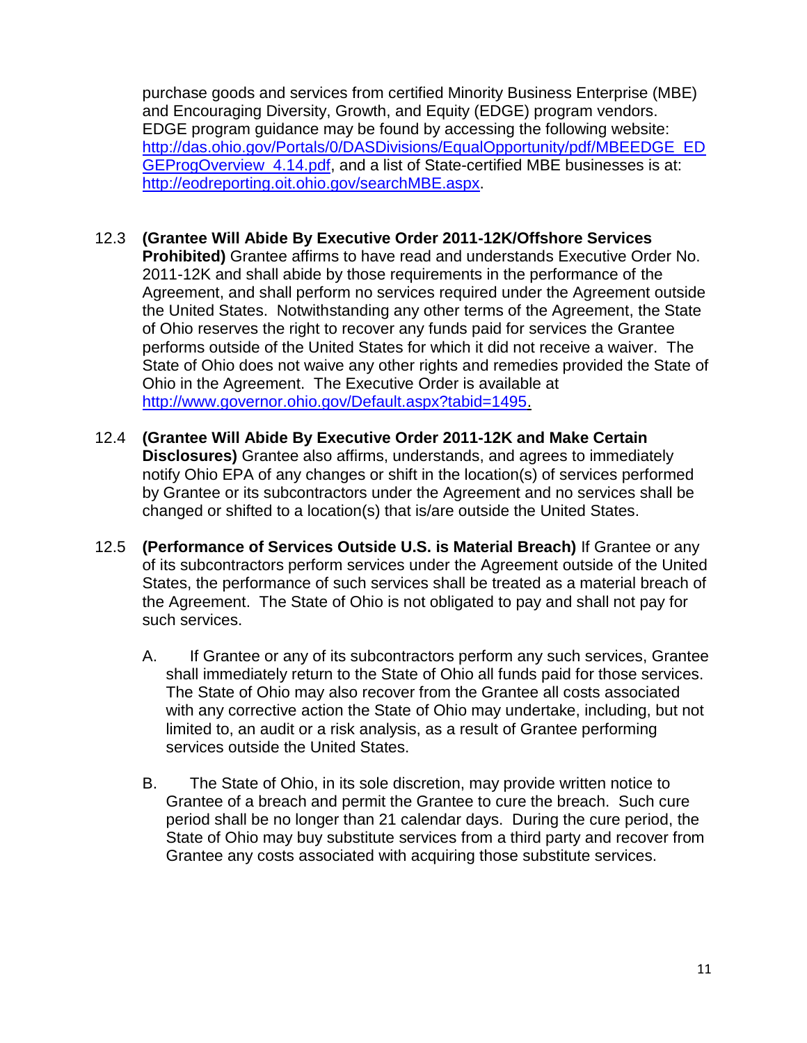purchase goods and services from certified Minority Business Enterprise (MBE) and Encouraging Diversity, Growth, and Equity (EDGE) program vendors. EDGE program guidance may be found by accessing the following website: [http://das.ohio.gov/Portals/0/DASDivisions/EqualOpportunity/pdf/MBEEDGE_EDGEProgOverview_4.14.pdf](http://das.ohio.gov/Portals/0/DASDivisions/EqualOpportunity/pdf/MBEEDGE_EDGEProgOverview_4.14.pdf), and a list of State-certified MBE businesses is at: [http://eodreporting.oit.ohio.gov/searchMBE.aspx](http://eodreporting.oit.ohio.gov/searchMBE.aspx).

12.3 **(Grantee Will Abide By Executive Order 2011-12K/Offshore Services Prohibited)** Grantee affirms to have read and understands Executive Order No. 2011-12K and shall abide by those requirements in the performance of the Agreement, and shall perform no services required under the Agreement outside the United States. Notwithstanding any other terms of the Agreement, the State of Ohio reserves the right to recover any funds paid for services the Grantee performs outside of the United States for which it did not receive a waiver. The State of Ohio does not waive any other rights and remedies provided the State of Ohio in the Agreement. The Executive Order is available at [http://www.governor.ohio.gov/Default.aspx?tabid=1495](http://www.governor.ohio.gov/Default.aspx?tabid=1495).

12.4 **(Grantee Will Abide By Executive Order 2011-12K and Make Certain Disclosures)** Grantee also affirms, understands, and agrees to immediately notify Ohio EPA of any changes or shift in the location(s) of services performed by Grantee or its subcontractors under the Agreement and no services shall be changed or shifted to a location(s) that is/are outside the United States.

12.5 **(Performance of Services Outside U.S. is Material Breach)** If Grantee or any of its subcontractors perform services under the Agreement outside of the United States, the performance of such services shall be treated as a material breach of the Agreement. The State of Ohio is not obligated to pay and shall not pay for such services.

A. If Grantee or any of its subcontractors perform any such services, Grantee shall immediately return to the State of Ohio all funds paid for those services. The State of Ohio may also recover from the Grantee all costs associated with any corrective action the State of Ohio may undertake, including, but not limited to, an audit or a risk analysis, as a result of Grantee performing services outside the United States.

B. The State of Ohio, in its sole discretion, may provide written notice to Grantee of a breach and permit the Grantee to cure the breach. Such cure period shall be no longer than 21 calendar days. During the cure period, the State of Ohio may buy substitute services from a third party and recover from Grantee any costs associated with acquiring those substitute services.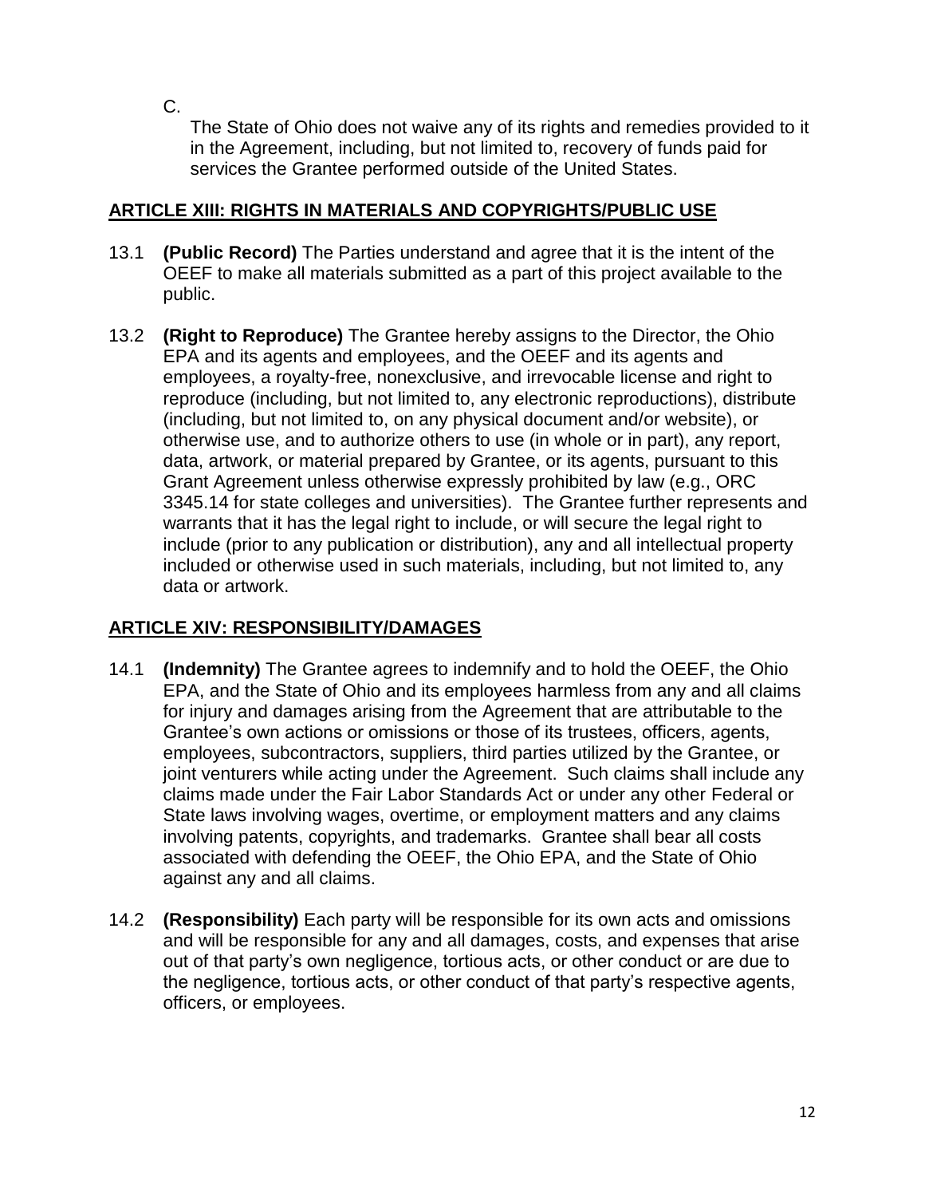C.

The State of Ohio does not waive any of its rights and remedies provided to it in the Agreement, including, but not limited to, recovery of funds paid for services the Grantee performed outside of the United States.

## ARTICLE XIII: RIGHTS IN MATERIALS AND COPYRIGHTS/PUBLIC USE

13.1 **(Public Record)** The Parties understand and agree that it is the intent of the OEEF to make all materials submitted as a part of this project available to the public.

13.2 **(Right to Reproduce)** The Grantee hereby assigns to the Director, the Ohio EPA and its agents and employees, and the OEEF and its agents and employees, a royalty-free, nonexclusive, and irrevocable license and right to reproduce (including, but not limited to, any electronic reproductions), distribute (including, but not limited to, on any physical document and/or website), or otherwise use, and to authorize others to use (in whole or in part), any report, data, artwork, or material prepared by Grantee, or its agents, pursuant to this Grant Agreement unless otherwise expressly prohibited by law (e.g., ORC 3345.14 for state colleges and universities). The Grantee further represents and warrants that it has the legal right to include, or will secure the legal right to include (prior to any publication or distribution), any and all intellectual property included or otherwise used in such materials, including, but not limited to, any data or artwork.

## ARTICLE XIV: RESPONSIBILITY/DAMAGES

14.1 **(Indemnity)** The Grantee agrees to indemnify and to hold the OEEF, the Ohio EPA, and the State of Ohio and its employees harmless from any and all claims for injury and damages arising from the Agreement that are attributable to the Grantee's own actions or omissions or those of its trustees, officers, agents, employees, subcontractors, suppliers, third parties utilized by the Grantee, or joint venturers while acting under the Agreement. Such claims shall include any claims made under the Fair Labor Standards Act or under any other Federal or State laws involving wages, overtime, or employment matters and any claims involving patents, copyrights, and trademarks. Grantee shall bear all costs associated with defending the OEEF, the Ohio EPA, and the State of Ohio against any and all claims.

14.2 **(Responsibility)** Each party will be responsible for its own acts and omissions and will be responsible for any and all damages, costs, and expenses that arise out of that party's own negligence, tortious acts, or other conduct or are due to the negligence, tortious acts, or other conduct of that party's respective agents, officers, or employees.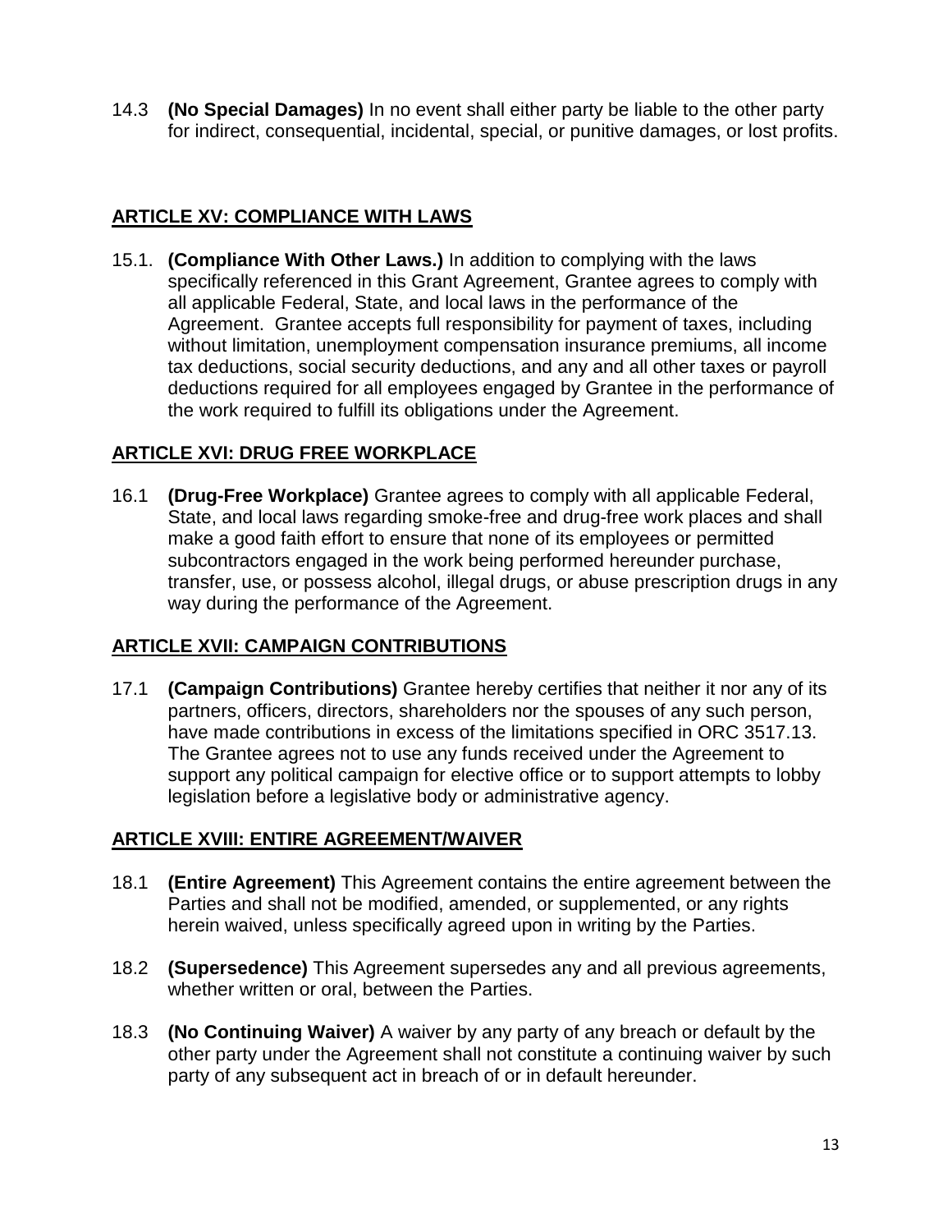14.3 **(No Special Damages)** In no event shall either party be liable to the other party for indirect, consequential, incidental, special, or punitive damages, or lost profits.

## ARTICLE XV: COMPLIANCE WITH LAWS

15.1. **(Compliance With Other Laws.)** In addition to complying with the laws specifically referenced in this Grant Agreement, Grantee agrees to comply with all applicable Federal, State, and local laws in the performance of the Agreement. Grantee accepts full responsibility for payment of taxes, including without limitation, unemployment compensation insurance premiums, all income tax deductions, social security deductions, and any and all other taxes or payroll deductions required for all employees engaged by Grantee in the performance of the work required to fulfill its obligations under the Agreement.

## ARTICLE XVI: DRUG FREE WORKPLACE

16.1 **(Drug-Free Workplace)** Grantee agrees to comply with all applicable Federal, State, and local laws regarding smoke-free and drug-free work places and shall make a good faith effort to ensure that none of its employees or permitted subcontractors engaged in the work being performed hereunder purchase, transfer, use, or possess alcohol, illegal drugs, or abuse prescription drugs in any way during the performance of the Agreement.

## ARTICLE XVII: CAMPAIGN CONTRIBUTIONS

17.1 **(Campaign Contributions)** Grantee hereby certifies that neither it nor any of its partners, officers, directors, shareholders nor the spouses of any such person, have made contributions in excess of the limitations specified in ORC 3517.13. The Grantee agrees not to use any funds received under the Agreement to support any political campaign for elective office or to support attempts to lobby legislation before a legislative body or administrative agency.

## ARTICLE XVIII: ENTIRE AGREEMENT/WAIVER

18.1 **(Entire Agreement)** This Agreement contains the entire agreement between the Parties and shall not be modified, amended, or supplemented, or any rights herein waived, unless specifically agreed upon in writing by the Parties.

18.2 **(Supersedence)** This Agreement supersedes any and all previous agreements, whether written or oral, between the Parties.

18.3 **(No Continuing Waiver)** A waiver by any party of any breach or default by the other party under the Agreement shall not constitute a continuing waiver by such party of any subsequent act in breach of or in default hereunder.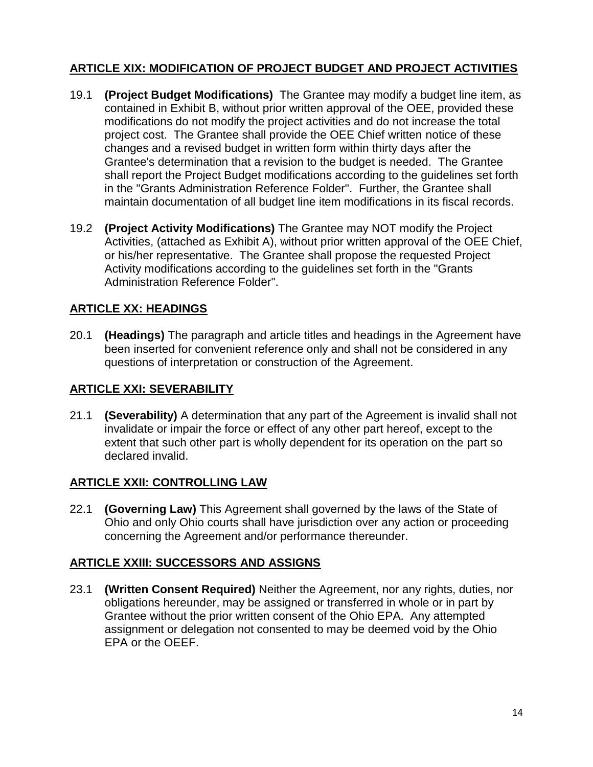## ARTICLE XIX: MODIFICATION OF PROJECT BUDGET AND PROJECT ACTIVITIES

19.1 **(Project Budget Modifications)** The Grantee may modify a budget line item, as contained in Exhibit B, without prior written approval of the OEE, provided these modifications do not modify the project activities and do not increase the total project cost. The Grantee shall provide the OEE Chief written notice of these changes and a revised budget in written form within thirty days after the Grantee's determination that a revision to the budget is needed. The Grantee shall report the Project Budget modifications according to the guidelines set forth in the "Grants Administration Reference Folder". Further, the Grantee shall maintain documentation of all budget line item modifications in its fiscal records.

19.2 **(Project Activity Modifications)** The Grantee may NOT modify the Project Activities, (attached as Exhibit A), without prior written approval of the OEE Chief, or his/her representative. The Grantee shall propose the requested Project Activity modifications according to the guidelines set forth in the "Grants Administration Reference Folder".

## ARTICLE XX: HEADINGS

20.1 **(Headings)** The paragraph and article titles and headings in the Agreement have been inserted for convenient reference only and shall not be considered in any questions of interpretation or construction of the Agreement.

## ARTICLE XXI: SEVERABILITY

21.1 **(Severability)** A determination that any part of the Agreement is invalid shall not invalidate or impair the force or effect of any other part hereof, except to the extent that such other part is wholly dependent for its operation on the part so declared invalid.

## ARTICLE XXII: CONTROLLING LAW

22.1 **(Governing Law)** This Agreement shall governed by the laws of the State of Ohio and only Ohio courts shall have jurisdiction over any action or proceeding concerning the Agreement and/or performance thereunder.

## ARTICLE XXIII: SUCCESSORS AND ASSIGNS

23.1 **(Written Consent Required)** Neither the Agreement, nor any rights, duties, nor obligations hereunder, may be assigned or transferred in whole or in part by Grantee without the prior written consent of the Ohio EPA. Any attempted assignment or delegation not consented to may be deemed void by the Ohio EPA or the OEEF.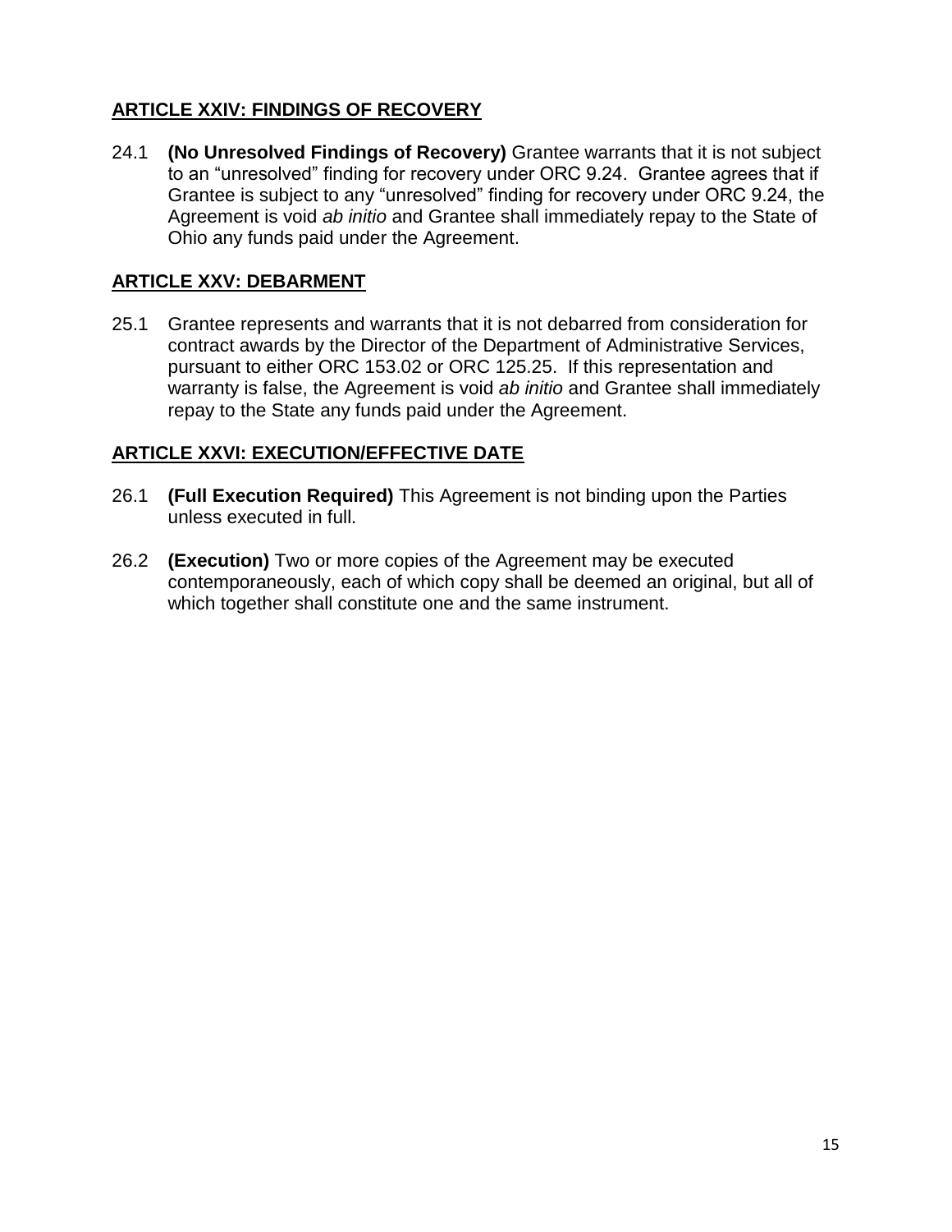## ARTICLE XXIV: FINDINGS OF RECOVERY

24.1 **(No Unresolved Findings of Recovery)** Grantee warrants that it is not subject to an "unresolved" finding for recovery under ORC 9.24. Grantee agrees that if Grantee is subject to any "unresolved" finding for recovery under ORC 9.24, the Agreement is void *ab initio* and Grantee shall immediately repay to the State of Ohio any funds paid under the Agreement.

## ARTICLE XXV: DEBARMENT

25.1 Grantee represents and warrants that it is not debarred from consideration for contract awards by the Director of the Department of Administrative Services, pursuant to either ORC 153.02 or ORC 125.25. If this representation and warranty is false, the Agreement is void *ab initio* and Grantee shall immediately repay to the State any funds paid under the Agreement.

## ARTICLE XXVI: EXECUTION/EFFECTIVE DATE

26.1 **(Full Execution Required)** This Agreement is not binding upon the Parties unless executed in full.

26.2 **(Execution)** Two or more copies of the Agreement may be executed contemporaneously, each of which copy shall be deemed an original, but all of which together shall constitute one and the same instrument.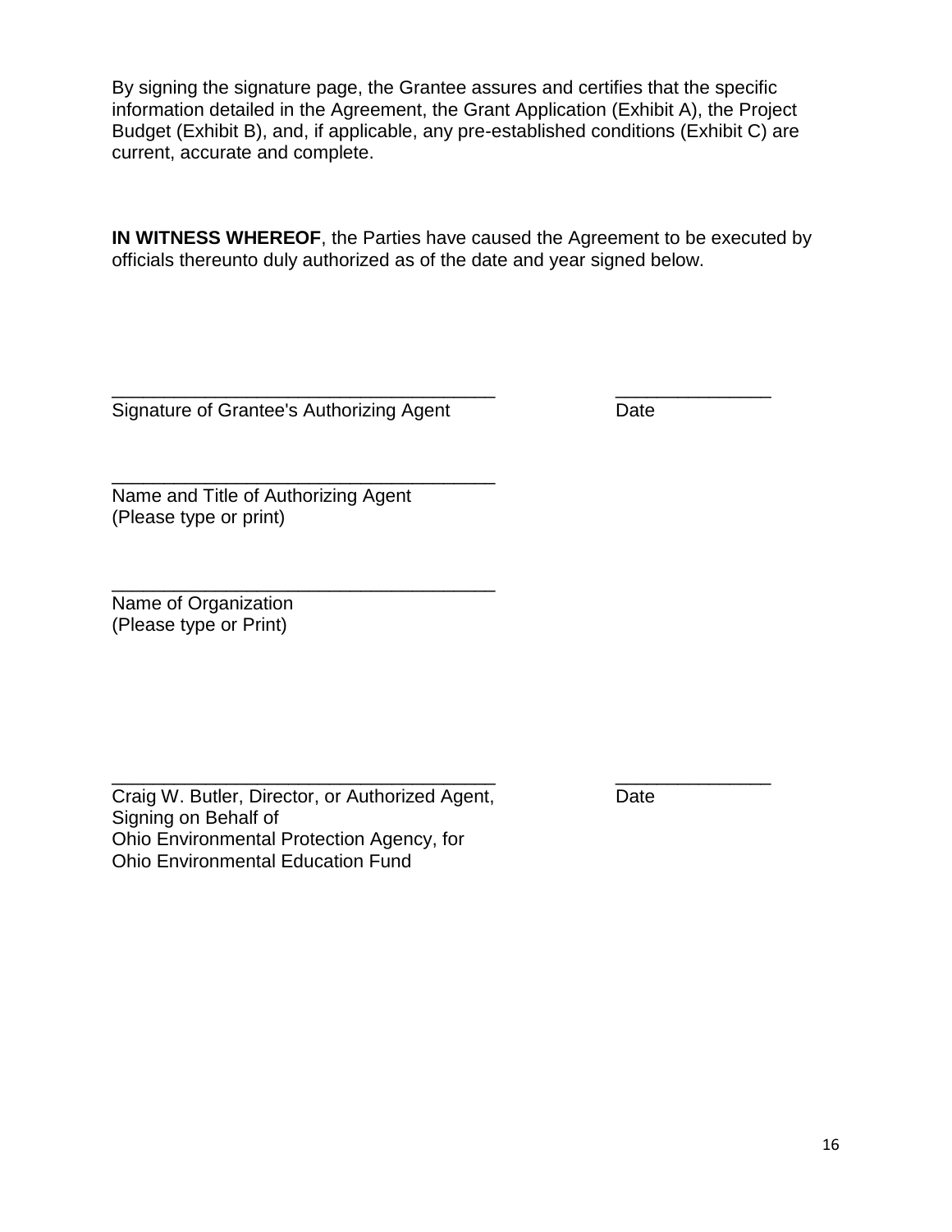By signing the signature page, the Grantee assures and certifies that the specific information detailed in the Agreement, the Grant Application (Exhibit A), the Project Budget (Exhibit B), and, if applicable, any pre-established conditions (Exhibit C) are current, accurate and complete.

**IN WITNESS WHEREOF**, the Parties have caused the Agreement to be executed by officials thereunto duly authorized as of the date and year signed below.

_____________________________________ _______________
Signature of Grantee's Authorizing Agent Date

_____________________________________
Name and Title of Authorizing Agent
(Please type or print)

_____________________________________
Name of Organization
(Please type or Print)

_____________________________________ _______________
Craig W. Butler, Director, or Authorized Agent, Date
Signing on Behalf of
Ohio Environmental Protection Agency, for
Ohio Environmental Education Fund